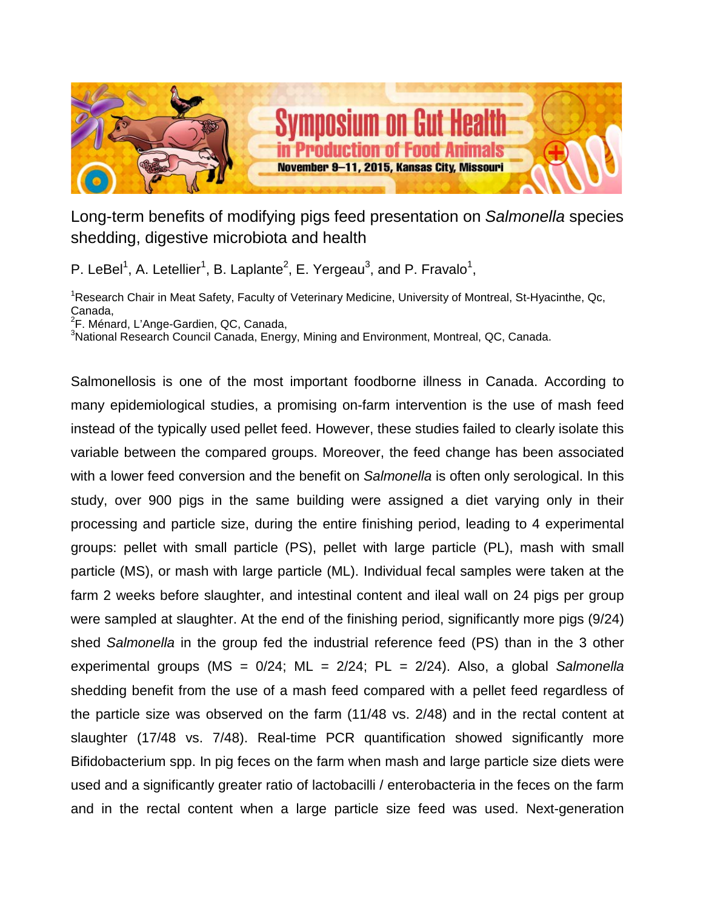Symposium on Gut Health in Production of Food Animals

November 9–11, 2015, Kansas City, Missouri

# Long-term benefits of modifying pigs feed presentation on *Salmonella* species shedding, digestive microbiota and health

P. LeBel[1], A. Letellier[1], B. Laplante[2], E. Yergeau[3], and P. Fravalo[1],

[1]Research Chair in Meat Safety, Faculty of Veterinary Medicine, University of Montreal, St-Hyacinthe, Qc, Canada,
[2]F. Ménard, L'Ange-Gardien, QC, Canada,
[3]National Research Council Canada, Energy, Mining and Environment, Montreal, QC, Canada.

Salmonellosis is one of the most important foodborne illness in Canada. According to many epidemiological studies, a promising on-farm intervention is the use of mash feed instead of the typically used pellet feed. However, these studies failed to clearly isolate this variable between the compared groups. Moreover, the feed change has been associated with a lower feed conversion and the benefit on *Salmonella* is often only serological. In this study, over 900 pigs in the same building were assigned a diet varying only in their processing and particle size, during the entire finishing period, leading to 4 experimental groups: pellet with small particle (PS), pellet with large particle (PL), mash with small particle (MS), or mash with large particle (ML). Individual fecal samples were taken at the farm 2 weeks before slaughter, and intestinal content and ileal wall on 24 pigs per group were sampled at slaughter. At the end of the finishing period, significantly more pigs (9/24) shed *Salmonella* in the group fed the industrial reference feed (PS) than in the 3 other experimental groups (MS = 0/24; ML = 2/24; PL = 2/24). Also, a global *Salmonella* shedding benefit from the use of a mash feed compared with a pellet feed regardless of the particle size was observed on the farm (11/48 vs. 2/48) and in the rectal content at slaughter (17/48 vs. 7/48). Real-time PCR quantification showed significantly more Bifidobacterium spp. In pig feces on the farm when mash and large particle size diets were used and a significantly greater ratio of lactobacilli / enterobacteria in the feces on the farm and in the rectal content when a large particle size feed was used. Next-generation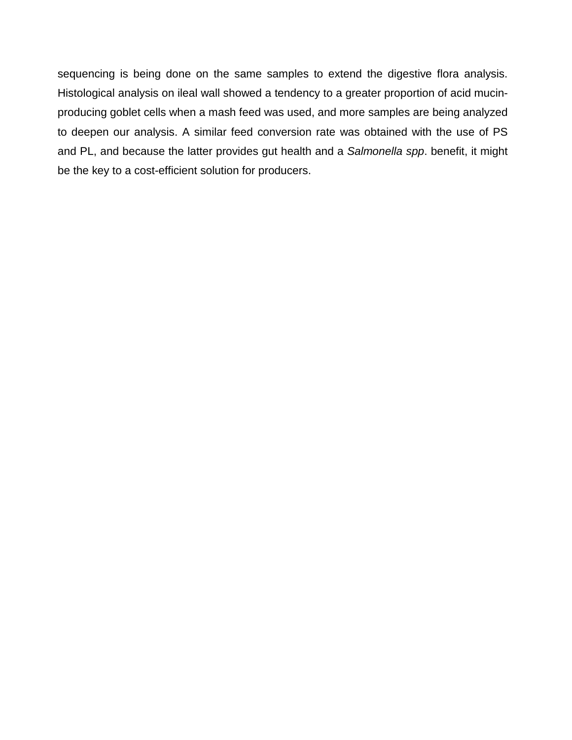sequencing is being done on the same samples to extend the digestive flora analysis. Histological analysis on ileal wall showed a tendency to a greater proportion of acid mucin-producing goblet cells when a mash feed was used, and more samples are being analyzed to deepen our analysis. A similar feed conversion rate was obtained with the use of PS and PL, and because the latter provides gut health and a *Salmonella spp*. benefit, it might be the key to a cost-efficient solution for producers.